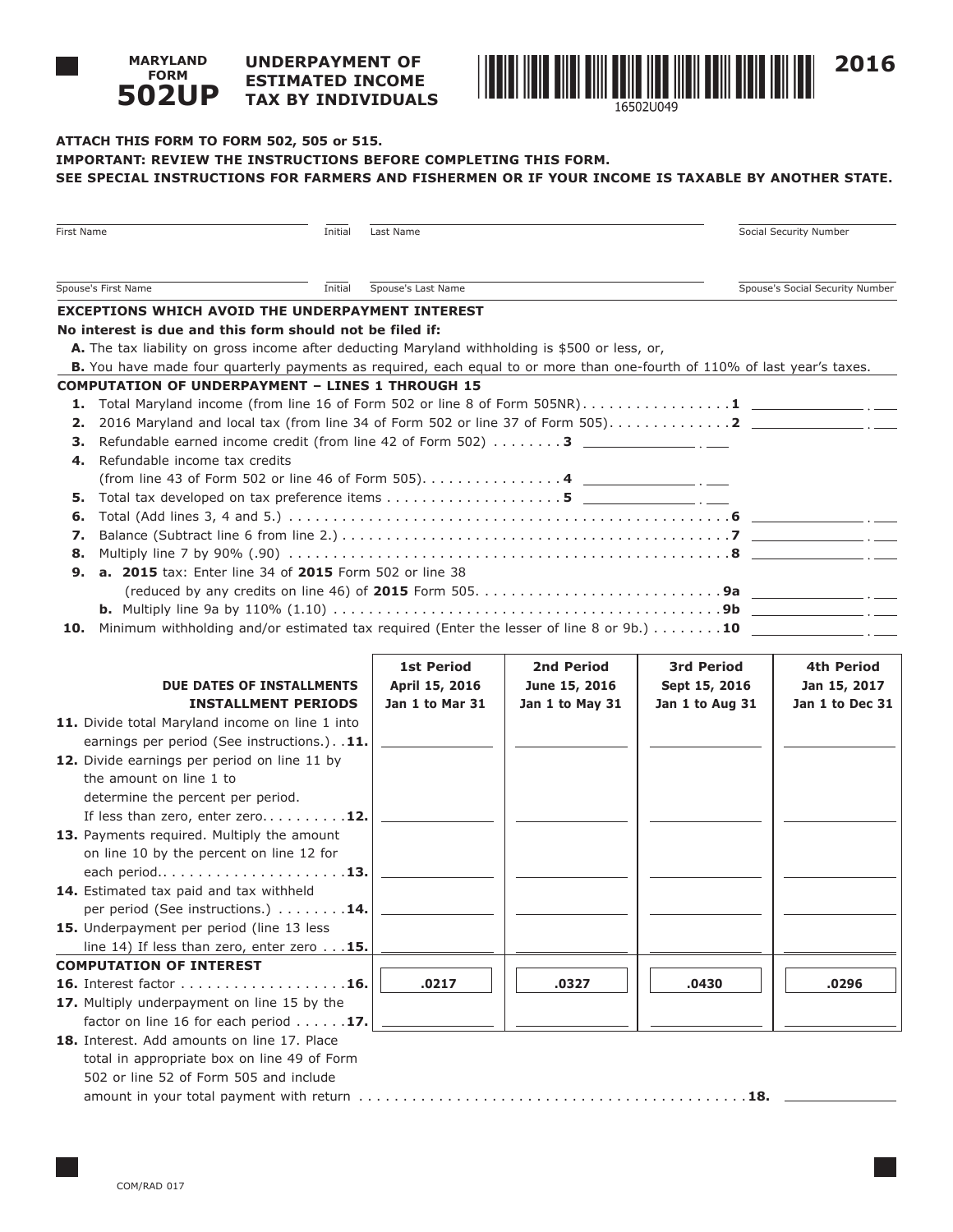# MARYLAND FORM 502UP

## UNDERPAYMENT OF ESTIMATED INCOME TAX BY INDIVIDUALS

16502U049

2016

**ATTACH THIS FORM TO FORM 502, 505 or 515.**
**IMPORTANT: REVIEW THE INSTRUCTIONS BEFORE COMPLETING THIS FORM.**
**SEE SPECIAL INSTRUCTIONS FOR FARMERS AND FISHERMEN OR IF YOUR INCOME IS TAXABLE BY ANOTHER STATE.**

First Name ______ Initial ______ Last Name ______ Social Security Number ______

Spouse's First Name ______ Initial ______ Spouse's Last Name ______ Spouse's Social Security Number ______

### EXCEPTIONS WHICH AVOID THE UNDERPAYMENT INTEREST

**No interest is due and this form should not be filed if:**

**A.** The tax liability on gross income after deducting Maryland withholding is $500 or less, or,

**B.** You have made four quarterly payments as required, each equal to or more than one-fourth of 110% of last year's taxes.

### COMPUTATION OF UNDERPAYMENT – LINES 1 THROUGH 15

1. Total Maryland income (from line 16 of Form 502 or line 8 of Form 505NR) . . . . . . . . . . . . . . . . **1** ______
2. 2016 Maryland and local tax (from line 34 of Form 502 or line 37 of Form 505) . . . . . . . . . . . . . **2** ______
3. Refundable earned income credit (from line 42 of Form 502) . . . . . . . . **3** ______
4. Refundable income tax credits (from line 43 of Form 502 or line 46 of Form 505) . . . . . . . . . . . . . . . **4** ______
5. Total tax developed on tax preference items . . . . . . . . . . . . . . . . . . . . **5** ______
6. Total (Add lines 3, 4 and 5.) . . . . . . . . . . . . . . . . . . . . . . . . . . . . . . . . . . . . . . . . . . . . . . **6** ______
7. Balance (Subtract line 6 from line 2.) . . . . . . . . . . . . . . . . . . . . . . . . . . . . . . . . . . . . . . . . **7** ______
8. Multiply line 7 by 90% (.90) . . . . . . . . . . . . . . . . . . . . . . . . . . . . . . . . . . . . . . . . . . . . . . **8** ______
9. **a. 2015** tax: Enter line 34 of **2015** Form 502 or line 38 (reduced by any credits on line 46) of **2015** Form 505. . . . . . . . . . . . . . . . . . . . . . . . . . . **9a** ______
   **b.** Multiply line 9a by 110% (1.10) . . . . . . . . . . . . . . . . . . . . . . . . . . . . . . . . . . . . . . . . **9b** ______
10. Minimum withholding and/or estimated tax required (Enter the lesser of line 8 or 9b.) . . . . . . . . **10** ______

| DUE DATES OF INSTALLMENTS / INSTALLMENT PERIODS | 1st Period April 15, 2016 Jan 1 to Mar 31 | 2nd Period June 15, 2016 Jan 1 to May 31 | 3rd Period Sept 15, 2016 Jan 1 to Aug 31 | 4th Period Jan 15, 2017 Jan 1 to Dec 31 |
|---|---|---|---|---|
| **11.** Divide total Maryland income on line 1 into earnings per period (See instructions.) . . **11.** | | | | |
| **12.** Divide earnings per period on line 11 by the amount on line 1 to determine the percent per period. If less than zero, enter zero. . . . . . . . . . **12.** | | | | |
| **13.** Payments required. Multiply the amount on line 10 by the percent on line 12 for each period. . . . . . . . . . . . . . . . . . . . . **13.** | | | | |
| **14.** Estimated tax paid and tax withheld per period (See instructions.) . . . . . . . . **14.** | | | | |
| **15.** Underpayment per period (line 13 less line 14) If less than zero, enter zero . . . **15.** | | | | |
| **COMPUTATION OF INTEREST** | | | | |
| **16.** Interest factor . . . . . . . . . . . . . . . . . . . **16.** | .0217 | .0327 | .0430 | .0296 |
| **17.** Multiply underpayment on line 15 by the factor on line 16 for each period . . . . . . **17.** | | | | |

**18.** Interest. Add amounts on line 17. Place total in appropriate box on line 49 of Form 502 or line 52 of Form 505 and include amount in your total payment with return . . . . . . . . . . . . . . . . . . . . . . . . . . . . . . . . . . . . . . . . . . . . **18.** ______

COM/RAD 017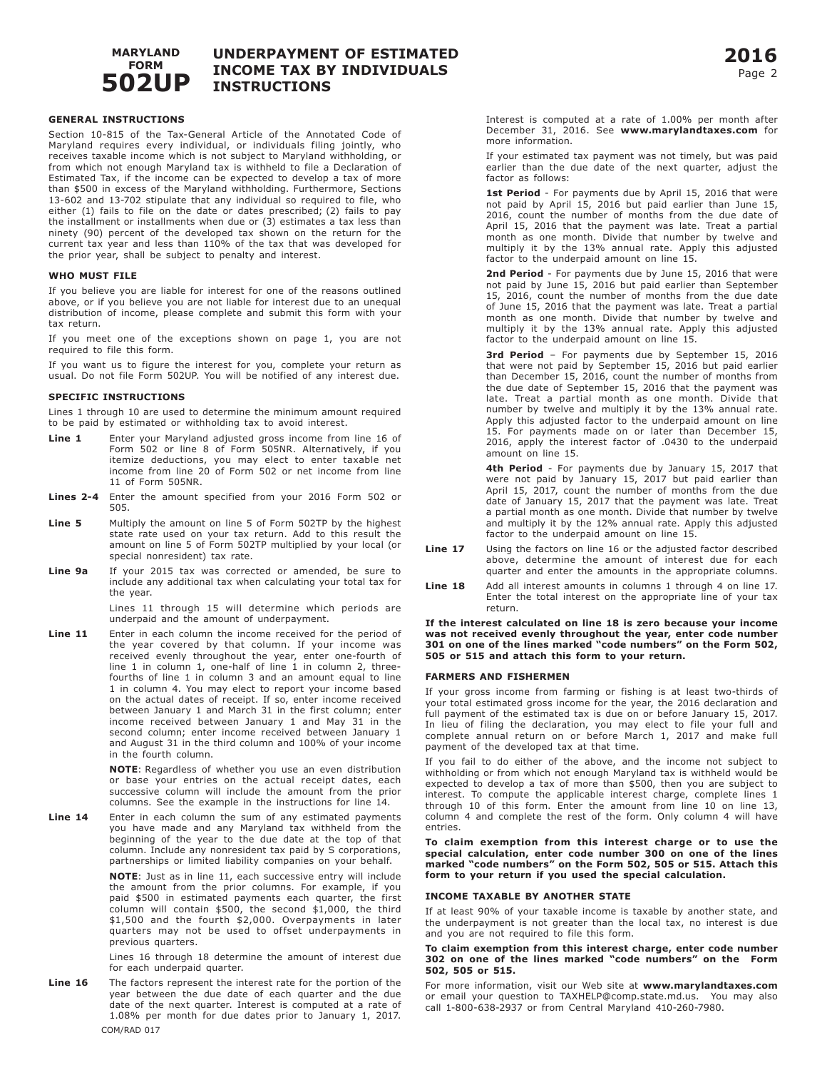# MARYLAND FORM 502UP

# UNDERPAYMENT OF ESTIMATED INCOME TAX BY INDIVIDUALS INSTRUCTIONS

**2016**

## GENERAL INSTRUCTIONS

Section 10-815 of the Tax-General Article of the Annotated Code of Maryland requires every individual, or individuals filing jointly, who receives taxable income which is not subject to Maryland withholding, or from which not enough Maryland tax is withheld to file a Declaration of Estimated Tax, if the income can be expected to develop a tax of more than $500 in excess of the Maryland withholding. Furthermore, Sections 13-602 and 13-702 stipulate that any individual so required to file, who either (1) fails to file on the date or dates prescribed; (2) fails to pay the installment or installments when due or (3) estimates a tax less than ninety (90) percent of the developed tax shown on the return for the current tax year and less than 110% of the tax that was developed for the prior year, shall be subject to penalty and interest.

## WHO MUST FILE

If you believe you are liable for interest for one of the reasons outlined above, or if you believe you are not liable for interest due to an unequal distribution of income, please complete and submit this form with your tax return.

If you meet one of the exceptions shown on page 1, you are not required to file this form.

If you want us to figure the interest for you, complete your return as usual. Do not file Form 502UP. You will be notified of any interest due.

## SPECIFIC INSTRUCTIONS

Lines 1 through 10 are used to determine the minimum amount required to be paid by estimated or withholding tax to avoid interest.

**Line 1** Enter your Maryland adjusted gross income from line 16 of Form 502 or line 8 of Form 505NR. Alternatively, if you itemize deductions, you may elect to enter taxable net income from line 20 of Form 502 or net income from line 11 of Form 505NR.

**Lines 2-4** Enter the amount specified from your 2016 Form 502 or 505.

**Line 5** Multiply the amount on line 5 of Form 502TP by the highest state rate used on your tax return. Add to this result the amount on line 5 of Form 502TP multiplied by your local (or special nonresident) tax rate.

**Line 9a** If your 2015 tax was corrected or amended, be sure to include any additional tax when calculating your total tax for the year.

Lines 11 through 15 will determine which periods are underpaid and the amount of underpayment.

**Line 11** Enter in each column the income received for the period of the year covered by that column. If your income was received evenly throughout the year, enter one-fourth of line 1 in column 1, one-half of line 1 in column 2, three-fourths of line 1 in column 3 and an amount equal to line 1 in column 4. You may elect to report your income based on the actual dates of receipt. If so, enter income received between January 1 and March 31 in the first column; enter income received between January 1 and May 31 in the second column; enter income received between January 1 and August 31 in the third column and 100% of your income in the fourth column.

**NOTE**: Regardless of whether you use an even distribution or base your entries on the actual receipt dates, each successive column will include the amount from the prior columns. See the example in the instructions for line 14.

**Line 14** Enter in each column the sum of any estimated payments you have made and any Maryland tax withheld from the beginning of the year to the due date at the top of that column. Include any nonresident tax paid by S corporations, partnerships or limited liability companies on your behalf.

**NOTE**: Just as in line 11, each successive entry will include the amount from the prior columns. For example, if you paid $500 in estimated payments each quarter, the first column will contain $500, the second $1,000, the third $1,500 and the fourth $2,000. Overpayments in later quarters may not be used to offset underpayments in previous quarters.

Lines 16 through 18 determine the amount of interest due for each underpaid quarter.

**Line 16** The factors represent the interest rate for the portion of the year between the due date of each quarter and the due date of the next quarter. Interest is computed at a rate of 1.08% per month for due dates prior to January 1, 2017. Interest is computed at a rate of 1.00% per month after December 31, 2016. See **www.marylandtaxes.com** for more information.

If your estimated tax payment was not timely, but was paid earlier than the due date of the next quarter, adjust the factor as follows:

**1st Period** - For payments due by April 15, 2016 that were not paid by April 15, 2016 but paid earlier than June 15, 2016, count the number of months from the due date of April 15, 2016 that the payment was late. Treat a partial month as one month. Divide that number by twelve and multiply it by the 13% annual rate. Apply this adjusted factor to the underpaid amount on line 15.

**2nd Period** - For payments due by June 15, 2016 that were not paid by June 15, 2016 but paid earlier than September 15, 2016, count the number of months from the due date of June 15, 2016 that the payment was late. Treat a partial month as one month. Divide that number by twelve and multiply it by the 13% annual rate. Apply this adjusted factor to the underpaid amount on line 15.

**3rd Period** – For payments due by September 15, 2016 that were not paid by September 15, 2016 but paid earlier than December 15, 2016, count the number of months from the due date of September 15, 2016 that the payment was late. Treat a partial month as one month. Divide that number by twelve and multiply it by the 13% annual rate. Apply this adjusted factor to the underpaid amount on line 15. For payments made on or later than December 15, 2016, apply the interest factor of .0430 to the underpaid amount on line 15.

**4th Period** - For payments due by January 15, 2017 that were not paid by January 15, 2017 but paid earlier than April 15, 2017, count the number of months from the due date of January 15, 2017 that the payment was late. Treat a partial month as one month. Divide that number by twelve and multiply it by the 12% annual rate. Apply this adjusted factor to the underpaid amount on line 15.

**Line 17** Using the factors on line 16 or the adjusted factor described above, determine the amount of interest due for each quarter and enter the amounts in the appropriate columns.

**Line 18** Add all interest amounts in columns 1 through 4 on line 17. Enter the total interest on the appropriate line of your tax return.

**If the interest calculated on line 18 is zero because your income was not received evenly throughout the year, enter code number 301 on one of the lines marked "code numbers" on the Form 502, 505 or 515 and attach this form to your return.**

## FARMERS AND FISHERMEN

If your gross income from farming or fishing is at least two-thirds of your total estimated gross income for the year, the 2016 declaration and full payment of the estimated tax is due on or before January 15, 2017. In lieu of filing the declaration, you may elect to file your full and complete annual return on or before March 1, 2017 and make full payment of the developed tax at that time.

If you fail to do either of the above, and the income not subject to withholding or from which not enough Maryland tax is withheld would be expected to develop a tax of more than $500, then you are subject to interest. To compute the applicable interest charge, complete lines 1 through 10 of this form. Enter the amount from line 10 on line 13, column 4 and complete the rest of the form. Only column 4 will have entries.

**To claim exemption from this interest charge or to use the special calculation, enter code number 300 on one of the lines marked "code numbers" on the Form 502, 505 or 515. Attach this form to your return if you used the special calculation.**

## INCOME TAXABLE BY ANOTHER STATE

If at least 90% of your taxable income is taxable by another state, and the underpayment is not greater than the local tax, no interest is due and you are not required to file this form.

**To claim exemption from this interest charge, enter code number 302 on one of the lines marked "code numbers" on the Form 502, 505 or 515.**

For more information, visit our Web site at **www.marylandtaxes.com** or email your question to TAXHELP@comp.state.md.us. You may also call 1-800-638-2937 or from Central Maryland 410-260-7980.

COM/RAD 017